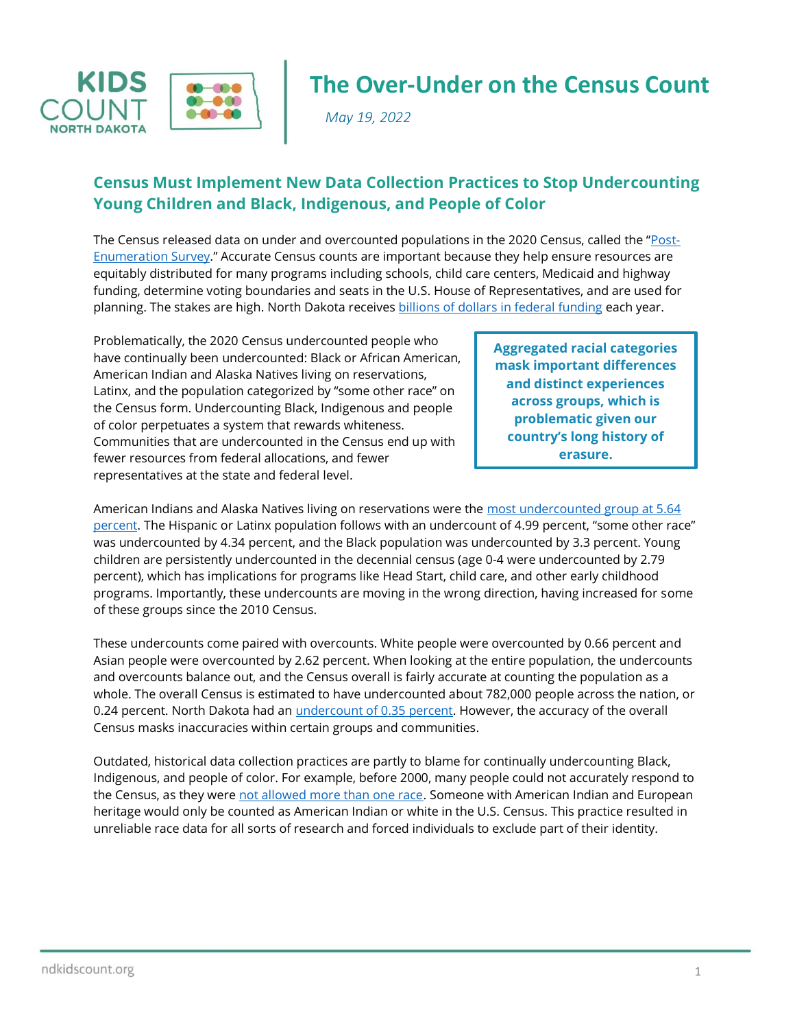# The Over-Under on the Census Count

*May 19, 2022*

## Census Must Implement New Data Collection Practices to Stop Undercounting Young Children and Black, Indigenous, and People of Color

The Census released data on under and overcounted populations in the 2020 Census, called the "Post-Enumeration Survey." Accurate Census counts are important because they help ensure resources are equitably distributed for many programs including schools, child care centers, Medicaid and highway funding, determine voting boundaries and seats in the U.S. House of Representatives, and are used for planning. The stakes are high. North Dakota receives billions of dollars in federal funding each year.

Problematically, the 2020 Census undercounted people who have continually been undercounted: Black or African American, American Indian and Alaska Natives living on reservations, Latinx, and the population categorized by "some other race" on the Census form. Undercounting Black, Indigenous and people of color perpetuates a system that rewards whiteness. Communities that are undercounted in the Census end up with fewer resources from federal allocations, and fewer representatives at the state and federal level.

> **Aggregated racial categories mask important differences and distinct experiences across groups, which is problematic given our country's long history of erasure.**

American Indians and Alaska Natives living on reservations were the most undercounted group at 5.64 percent. The Hispanic or Latinx population follows with an undercount of 4.99 percent, "some other race" was undercounted by 4.34 percent, and the Black population was undercounted by 3.3 percent. Young children are persistently undercounted in the decennial census (age 0-4 were undercounted by 2.79 percent), which has implications for programs like Head Start, child care, and other early childhood programs. Importantly, these undercounts are moving in the wrong direction, having increased for some of these groups since the 2010 Census.

These undercounts come paired with overcounts. White people were overcounted by 0.66 percent and Asian people were overcounted by 2.62 percent. When looking at the entire population, the undercounts and overcounts balance out, and the Census overall is fairly accurate at counting the population as a whole. The overall Census is estimated to have undercounted about 782,000 people across the nation, or 0.24 percent. North Dakota had an undercount of 0.35 percent. However, the accuracy of the overall Census masks inaccuracies within certain groups and communities.

Outdated, historical data collection practices are partly to blame for continually undercounting Black, Indigenous, and people of color. For example, before 2000, many people could not accurately respond to the Census, as they were not allowed more than one race. Someone with American Indian and European heritage would only be counted as American Indian or white in the U.S. Census. This practice resulted in unreliable race data for all sorts of research and forced individuals to exclude part of their identity.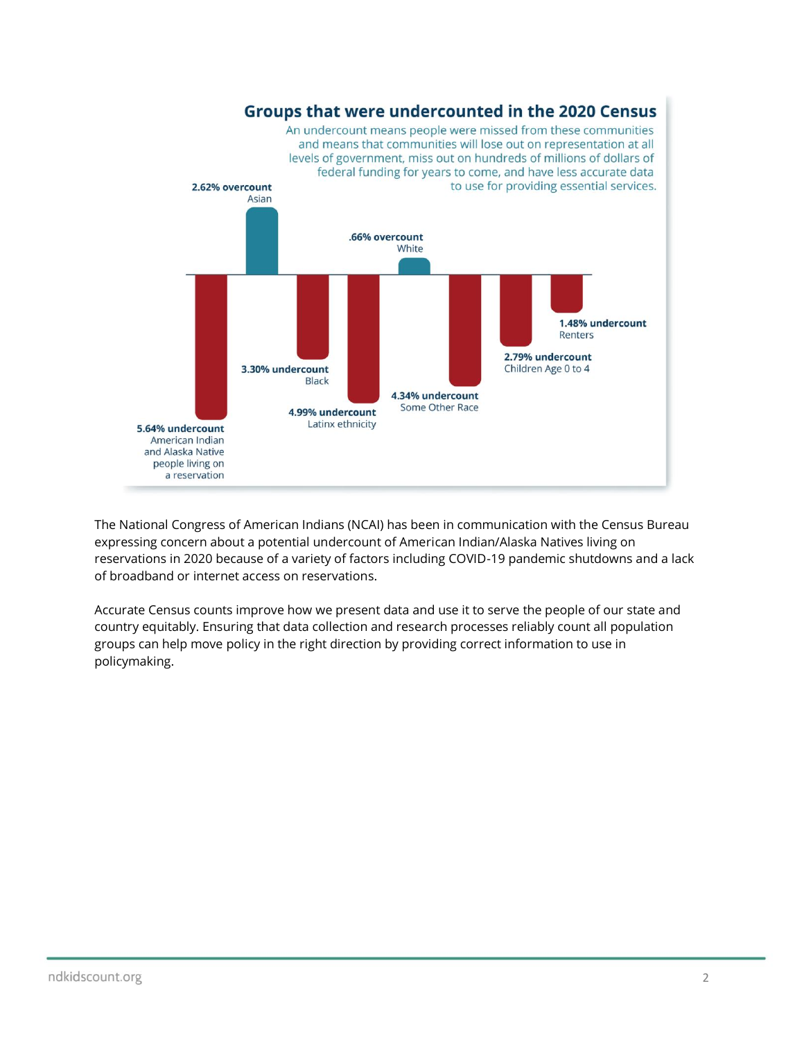## Groups that were undercounted in the 2020 Census

An undercount means people were missed from these communities and means that communities will lose out on representation at all levels of government, miss out on hundreds of millions of dollars of federal funding for years to come, and have less accurate data to use for providing essential services.

**2.62% overcount**
Asian

**.66% overcount**
White

**5.64% undercount**
American Indian and Alaska Native people living on a reservation

**3.30% undercount**
Black

**4.99% undercount**
Latinx ethnicity

**4.34% undercount**
Some Other Race

**2.79% undercount**
Children Age 0 to 4

**1.48% undercount**
Renters

The National Congress of American Indians (NCAI) has been in communication with the Census Bureau expressing concern about a potential undercount of American Indian/Alaska Natives living on reservations in 2020 because of a variety of factors including COVID-19 pandemic shutdowns and a lack of broadband or internet access on reservations.

Accurate Census counts improve how we present data and use it to serve the people of our state and country equitably. Ensuring that data collection and research processes reliably count all population groups can help move policy in the right direction by providing correct information to use in policymaking.